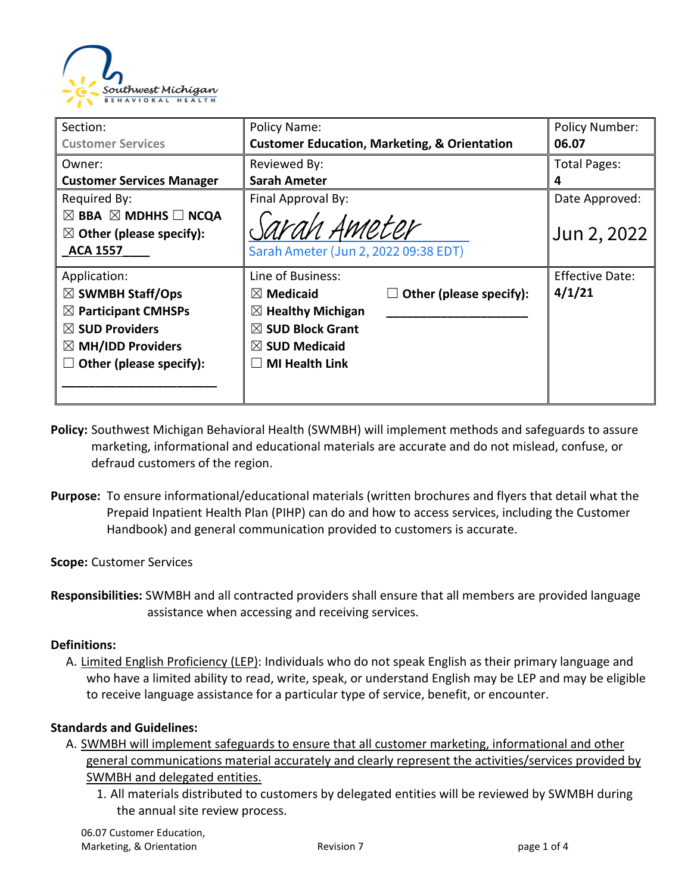| Section:<br>Customer Services | Policy Name:<br>**Customer Education, Marketing, & Orientation** | Policy Number:<br>**06.07** |
|---|---|---|
| Owner:<br>**Customer Services Manager** | Reviewed By:<br>**Sarah Ameter** | Total Pages:<br>**4** |
| Required By:<br>☒ **BBA** ☒ **MDHHS** ☐ **NCQA**<br>☒ **Other (please specify):**<br>**_ACA 1557____** | Final Approval By:<br>*Sarah Ameter*<br>Sarah Ameter (Jun 2, 2022 09:38 EDT) | Date Approved:<br>Jun 2, 2022 |
| Application:<br>☒ **SWMBH Staff/Ops**<br>☒ **Participant CMHSPs**<br>☒ **SUD Providers**<br>☒ **MH/IDD Providers**<br>☐ **Other (please specify):**<br>______________________ | Line of Business:<br>☒ **Medicaid**<br>☒ **Healthy Michigan**<br>☒ **SUD Block Grant**<br>☒ **SUD Medicaid**<br>☐ **MI Health Link**<br>☐ **Other (please specify):** ____________________ | Effective Date:<br>**4/1/21** |

**Policy:** Southwest Michigan Behavioral Health (SWMBH) will implement methods and safeguards to assure marketing, informational and educational materials are accurate and do not mislead, confuse, or defraud customers of the region.

**Purpose:** To ensure informational/educational materials (written brochures and flyers that detail what the Prepaid Inpatient Health Plan (PIHP) can do and how to access services, including the Customer Handbook) and general communication provided to customers is accurate.

**Scope:** Customer Services

**Responsibilities:** SWMBH and all contracted providers shall ensure that all members are provided language assistance when accessing and receiving services.

**Definitions:**

A. Limited English Proficiency (LEP): Individuals who do not speak English as their primary language and who have a limited ability to read, write, speak, or understand English may be LEP and may be eligible to receive language assistance for a particular type of service, benefit, or encounter.

**Standards and Guidelines:**

A. SWMBH will implement safeguards to ensure that all customer marketing, informational and other general communications material accurately and clearly represent the activities/services provided by SWMBH and delegated entities.
   1. All materials distributed to customers by delegated entities will be reviewed by SWMBH during the annual site review process.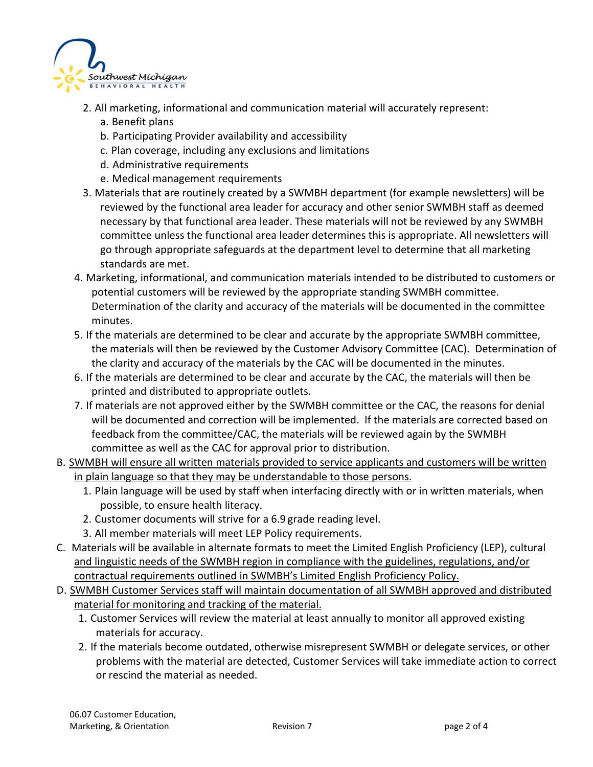2. All marketing, informational and communication material will accurately represent:
    a. Benefit plans
    b. Participating Provider availability and accessibility
    c. Plan coverage, including any exclusions and limitations
    d. Administrative requirements
    e. Medical management requirements
3. Materials that are routinely created by a SWMBH department (for example newsletters) will be reviewed by the functional area leader for accuracy and other senior SWMBH staff as deemed necessary by that functional area leader. These materials will not be reviewed by any SWMBH committee unless the functional area leader determines this is appropriate. All newsletters will go through appropriate safeguards at the department level to determine that all marketing standards are met.
4. Marketing, informational, and communication materials intended to be distributed to customers or potential customers will be reviewed by the appropriate standing SWMBH committee. Determination of the clarity and accuracy of the materials will be documented in the committee minutes.
5. If the materials are determined to be clear and accurate by the appropriate SWMBH committee, the materials will then be reviewed by the Customer Advisory Committee (CAC). Determination of the clarity and accuracy of the materials by the CAC will be documented in the minutes.
6. If the materials are determined to be clear and accurate by the CAC, the materials will then be printed and distributed to appropriate outlets.
7. If materials are not approved either by the SWMBH committee or the CAC, the reasons for denial will be documented and correction will be implemented. If the materials are corrected based on feedback from the committee/CAC, the materials will be reviewed again by the SWMBH committee as well as the CAC for approval prior to distribution.

B. <u>SWMBH will ensure all written materials provided to service applicants and customers will be written in plain language so that they may be understandable to those persons.</u>
1. Plain language will be used by staff when interfacing directly with or in written materials, when possible, to ensure health literacy.
2. Customer documents will strive for a 6.9 grade reading level.
3. All member materials will meet LEP Policy requirements.

C. <u>Materials will be available in alternate formats to meet the Limited English Proficiency (LEP), cultural and linguistic needs of the SWMBH region in compliance with the guidelines, regulations, and/or contractual requirements outlined in SWMBH's Limited English Proficiency Policy.</u>

D. <u>SWMBH Customer Services staff will maintain documentation of all SWMBH approved and distributed material for monitoring and tracking of the material.</u>
1. Customer Services will review the material at least annually to monitor all approved existing materials for accuracy.
2. If the materials become outdated, otherwise misrepresent SWMBH or delegate services, or other problems with the material are detected, Customer Services will take immediate action to correct or rescind the material as needed.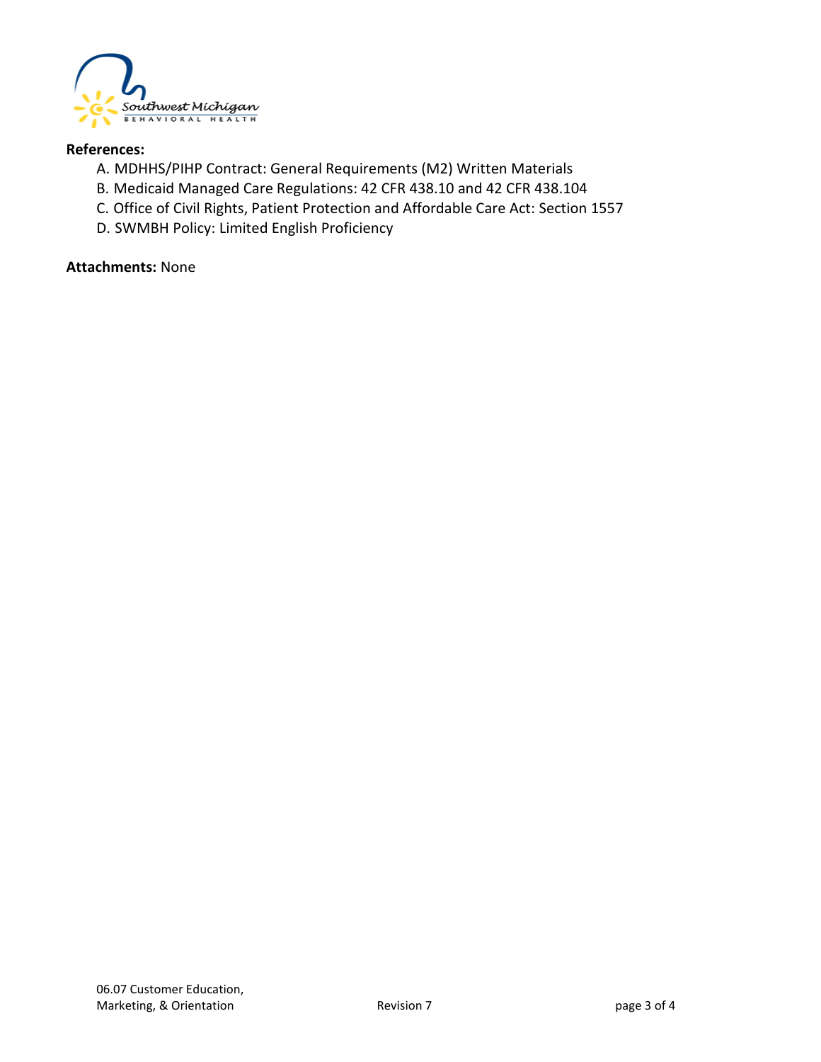**References:**

A. MDHHS/PIHP Contract: General Requirements (M2) Written Materials
B. Medicaid Managed Care Regulations: 42 CFR 438.10 and 42 CFR 438.104
C. Office of Civil Rights, Patient Protection and Affordable Care Act: Section 1557
D. SWMBH Policy: Limited English Proficiency

**Attachments:** None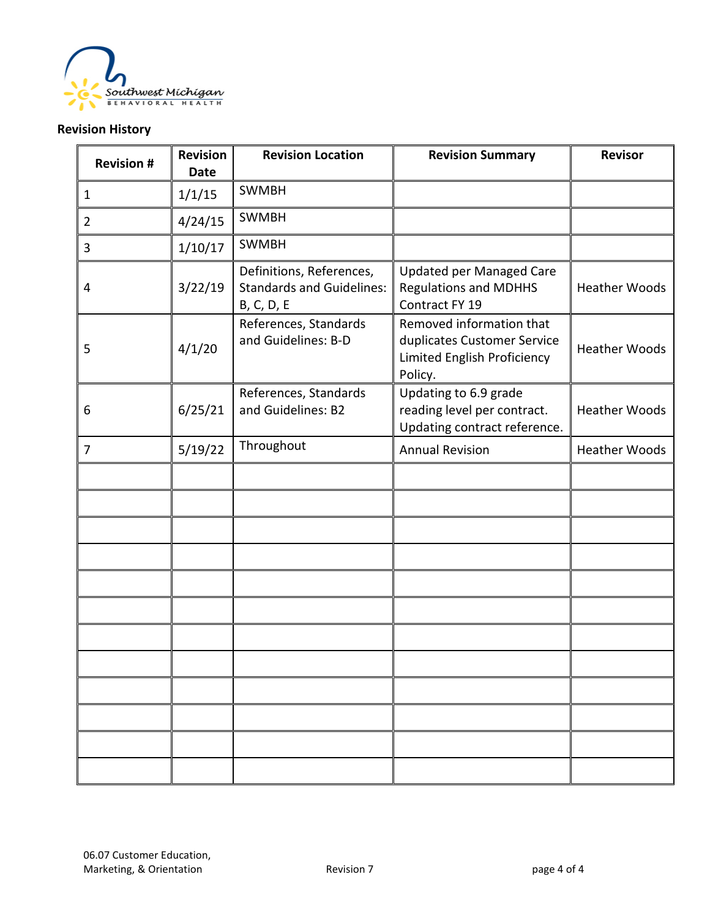**Revision History**

| Revision # | Revision Date | Revision Location | Revision Summary | Revisor |
|---|---|---|---|---|
| 1 | 1/1/15 | SWMBH | | |
| 2 | 4/24/15 | SWMBH | | |
| 3 | 1/10/17 | SWMBH | | |
| 4 | 3/22/19 | Definitions, References, Standards and Guidelines: B, C, D, E | Updated per Managed Care Regulations and MDHHS Contract FY 19 | Heather Woods |
| 5 | 4/1/20 | References, Standards and Guidelines: B-D | Removed information that duplicates Customer Service Limited English Proficiency Policy. | Heather Woods |
| 6 | 6/25/21 | References, Standards and Guidelines: B2 | Updating to 6.9 grade reading level per contract. Updating contract reference. | Heather Woods |
| 7 | 5/19/22 | Throughout | Annual Revision | Heather Woods |
| | | | | |
| | | | | |
| | | | | |
| | | | | |
| | | | | |
| | | | | |
| | | | | |
| | | | | |
| | | | | |
| | | | | |
| | | | | |
| | | | | |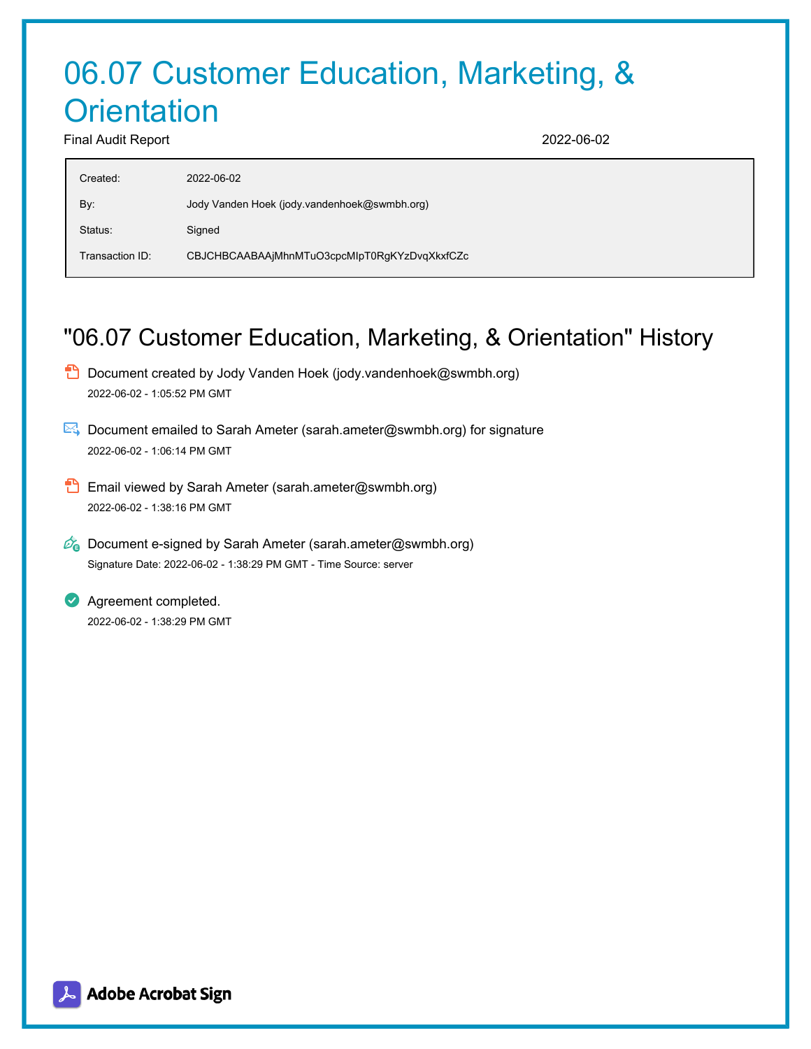# 06.07 Customer Education, Marketing, & Orientation

Final Audit Report 2022-06-02

| | |
|---|---|
| Created: | 2022-06-02 |
| By: | Jody Vanden Hoek (jody.vandenhoek@swmbh.org) |
| Status: | Signed |
| Transaction ID: | CBJCHBCAABAAjMhnMTuO3cpcMIpT0RgKYzDvqXkxfCZc |

## "06.07 Customer Education, Marketing, & Orientation" History

- Document created by Jody Vanden Hoek (jody.vandenhoek@swmbh.org)
  2022-06-02 - 1:05:52 PM GMT

- Document emailed to Sarah Ameter (sarah.ameter@swmbh.org) for signature
  2022-06-02 - 1:06:14 PM GMT

- Email viewed by Sarah Ameter (sarah.ameter@swmbh.org)
  2022-06-02 - 1:38:16 PM GMT

- Document e-signed by Sarah Ameter (sarah.ameter@swmbh.org)
  Signature Date: 2022-06-02 - 1:38:29 PM GMT - Time Source: server

- Agreement completed.
  2022-06-02 - 1:38:29 PM GMT

Adobe Acrobat Sign